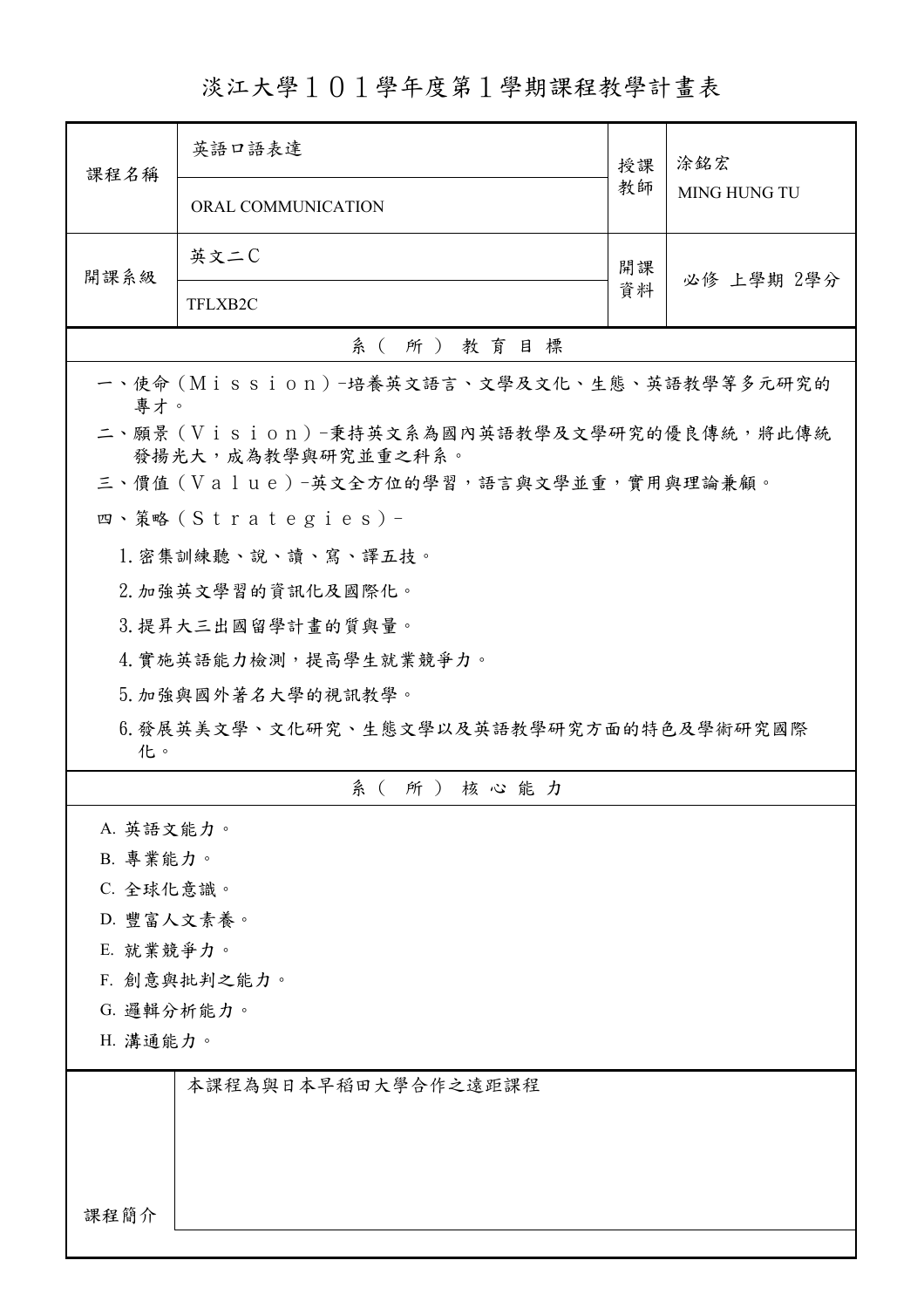# 淡江大學１０１學年度第１學期課程教學計畫表

| 課程名稱 | 英語口語表達<br>ORAL COMMUNICATION | 授課教師 | 涂銘宏<br>MING HUNG TU |
|---|---|---|---|
| 開課系級 | 英文二C<br>TFLXB2C | 開課資料 | 必修 上學期 2學分 |

## 系（所）教育目標

一、使命（Ｍｉｓｓｉｏｎ）-培養英文語言、文學及文化、生態、英語教學等多元研究的專才。

二、願景（Ｖｉｓｉｏｎ）-秉持英文系為國內英語教學及文學研究的優良傳統，將此傳統發揚光大，成為教學與研究並重之科系。

三、價值（Ｖａｌｕｅ）-英文全方位的學習，語言與文學並重，實用與理論兼顧。

四、策略（Ｓｔｒａｔｅｇｉｅｓ）-

1. 密集訓練聽、說、讀、寫、譯五技。
2. 加強英文學習的資訊化及國際化。
3. 提昇大三出國留學計畫的質與量。
4. 實施英語能力檢測，提高學生就業競爭力。
5. 加強與國外著名大學的視訊教學。
6. 發展英美文學、文化研究、生態文學以及英語教學研究方面的特色及學術研究國際化。

## 系（所）核心能力

A. 英語文能力。
B. 專業能力。
C. 全球化意識。
D. 豐富人文素養。
E. 就業競爭力。
F. 創意與批判之能力。
G. 邏輯分析能力。
H. 溝通能力。

| 課程簡介 | 本課程為與日本早稻田大學合作之遠距課程 |
|---|---|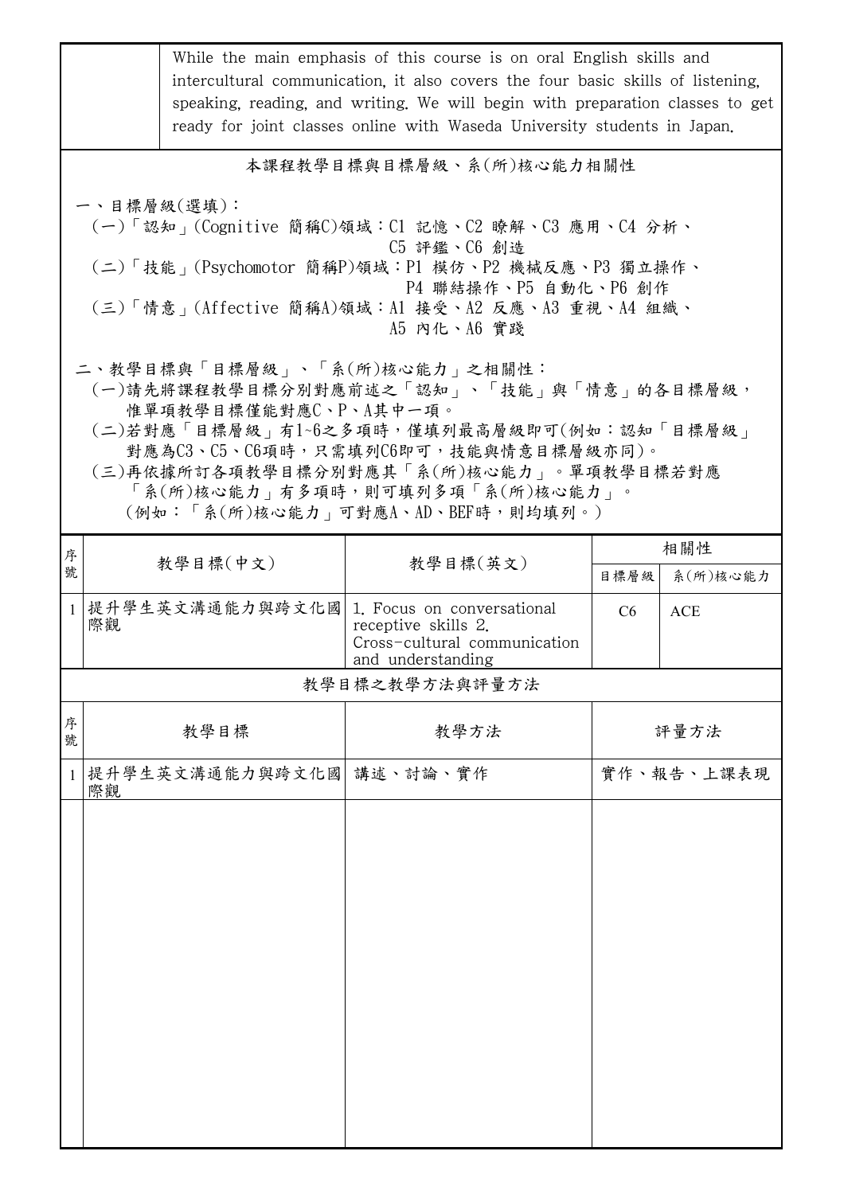| | While the main emphasis of this course is on oral English skills and intercultural communication, it also covers the four basic skills of listening, speaking, reading, and writing. We will begin with preparation classes to get ready for joint classes online with Waseda University students in Japan. |
|---|---|

## 本課程教學目標與目標層級、系(所)核心能力相關性

一、目標層級(選填)：

(一)「認知」(Cognitive 簡稱C)領域：C1 記憶、C2 瞭解、C3 應用、C4 分析、C5 評鑑、C6 創造

(二)「技能」(Psychomotor 簡稱P)領域：P1 模仿、P2 機械反應、P3 獨立操作、P4 聯結操作、P5 自動化、P6 創作

(三)「情意」(Affective 簡稱A)領域：A1 接受、A2 反應、A3 重視、A4 組織、A5 內化、A6 實踐

二、教學目標與「目標層級」、「系(所)核心能力」之相關性：

(一)請先將課程教學目標分別對應前述之「認知」、「技能」與「情意」的各目標層級，惟單項教學目標僅能對應C、P、A其中一項。

(二)若對應「目標層級」有1~6之多項時，僅填列最高層級即可(例如：認知「目標層級」對應為C3、C5、C6項時，只需填列C6即可，技能與情意目標層級亦同)。

(三)再依據所訂各項教學目標分別對應其「系(所)核心能力」。單項教學目標若對應「系(所)核心能力」有多項時，則可填列多項「系(所)核心能力」。(例如：「系(所)核心能力」可對應A、AD、BEF時，則均填列。)

| 序號 | 教學目標(中文) | 教學目標(英文) | 相關性 | |
|---|---|---|---|---|
| | | | 目標層級 | 系(所)核心能力 |
| 1 | 提升學生英文溝通能力與跨文化國際觀 | 1. Focus on conversational receptive skills 2. Cross-cultural communication and understanding | C6 | ACE |

## 教學目標之教學方法與評量方法

| 序號 | 教學目標 | 教學方法 | 評量方法 |
|---|---|---|---|
| 1 | 提升學生英文溝通能力與跨文化國際觀 | 講述、討論、實作 | 實作、報告、上課表現 |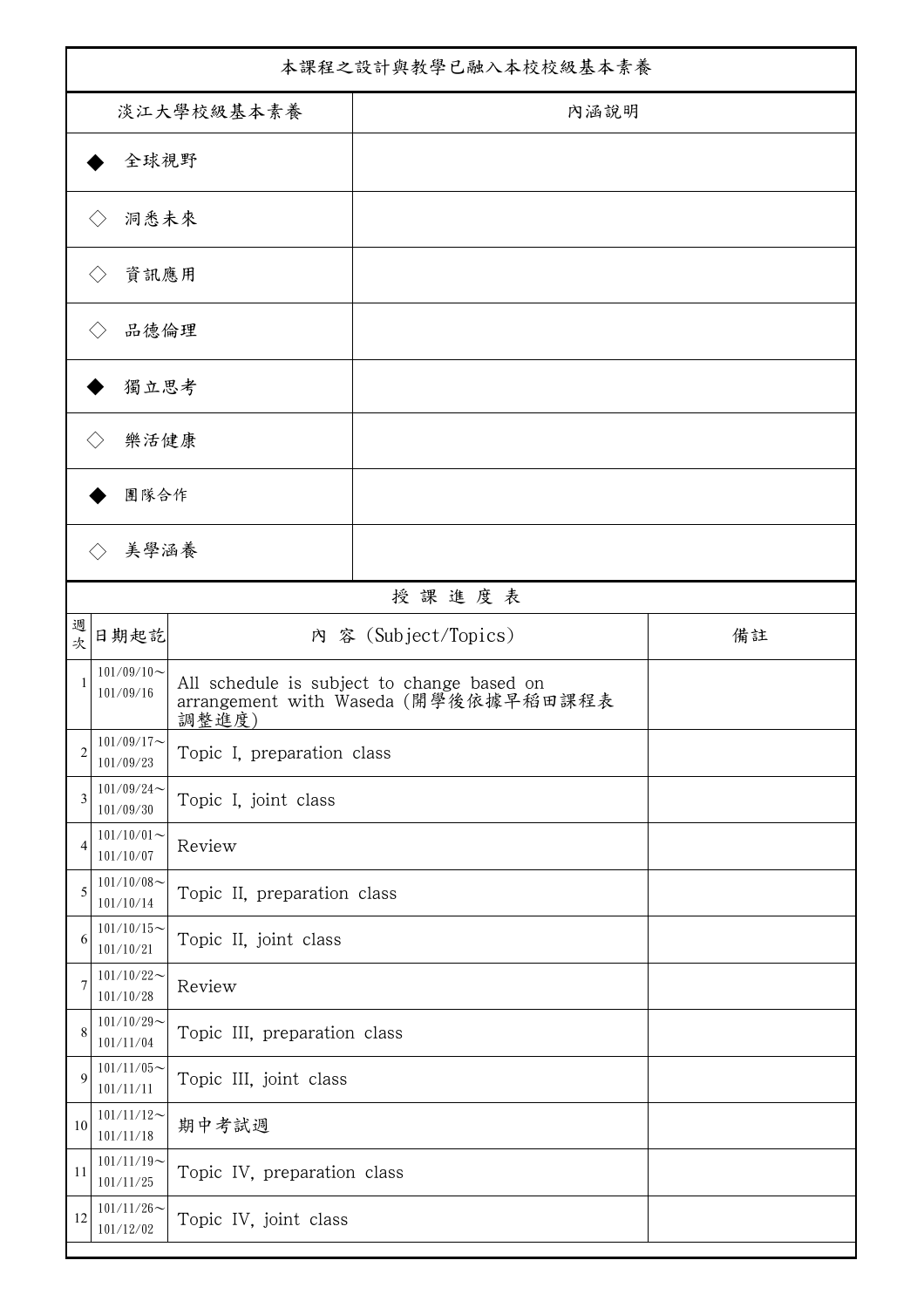| 本課程之設計與教學已融入本校校級基本素養 | |
|---|---|
| 淡江大學校級基本素養 | 內涵說明 |
| ◆ 全球視野 | |
| ◇ 洞悉未來 | |
| ◇ 資訊應用 | |
| ◇ 品德倫理 | |
| ◆ 獨立思考 | |
| ◇ 樂活健康 | |
| ◆ 團隊合作 | |
| ◇ 美學涵養 | |

授 課 進 度 表

| 週次 | 日期起訖 | 內 容 (Subject/Topics) | 備註 |
|---|---|---|---|
| 1 | 101/09/10～101/09/16 | All schedule is subject to change based on arrangement with Waseda (開學後依據早稻田課程表調整進度) | |
| 2 | 101/09/17～101/09/23 | Topic I, preparation class | |
| 3 | 101/09/24～101/09/30 | Topic I, joint class | |
| 4 | 101/10/01～101/10/07 | Review | |
| 5 | 101/10/08～101/10/14 | Topic II, preparation class | |
| 6 | 101/10/15～101/10/21 | Topic II, joint class | |
| 7 | 101/10/22～101/10/28 | Review | |
| 8 | 101/10/29～101/11/04 | Topic III, preparation class | |
| 9 | 101/11/05～101/11/11 | Topic III, joint class | |
| 10 | 101/11/12～101/11/18 | 期中考試週 | |
| 11 | 101/11/19～101/11/25 | Topic IV, preparation class | |
| 12 | 101/11/26～101/12/02 | Topic IV, joint class | |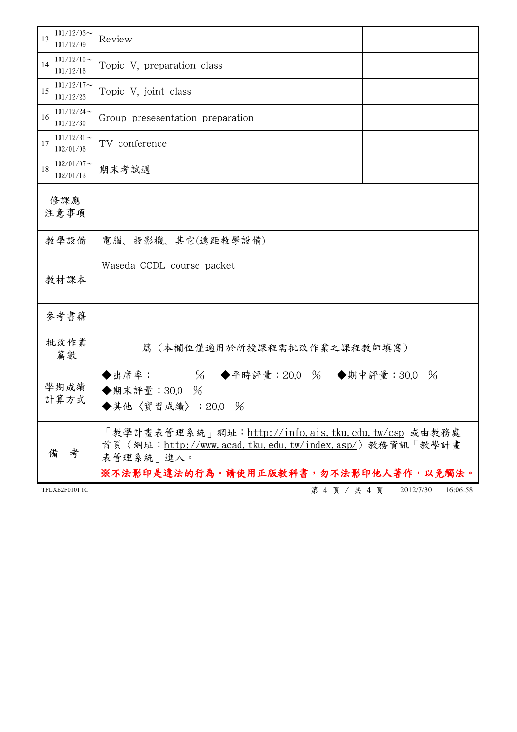| | | | |
|---|---|---|---|
| 13 | 101/12/03～<br>101/12/09 | Review | |
| 14 | 101/12/10～<br>101/12/16 | Topic V, preparation class | |
| 15 | 101/12/17～<br>101/12/23 | Topic V, joint class | |
| 16 | 101/12/24～<br>101/12/30 | Group presesentation preparation | |
| 17 | 101/12/31～<br>102/01/06 | TV conference | |
| 18 | 102/01/07～<br>102/01/13 | 期末考試週 | |

| | |
|---|---|
| 修課應注意事項 | |
| 教學設備 | 電腦、投影機、其它(遠距教學設備) |
| 教材課本 | Waseda CCDL course packet |
| 參考書籍 | |
| 批改作業篇數 | 篇（本欄位僅適用於所授課程需批改作業之課程教師填寫） |
| 學期成績計算方式 | ◆出席率： ％ ◆平時評量：20.0 ％ ◆期中評量：30.0 ％<br>◆期末評量：30.0 ％<br>◆其他〈實習成績〉：20.0 ％ |
| 備　考 | 「教學計畫表管理系統」網址：http://info.ais.tku.edu.tw/csp 或由教務處首頁〈網址：http://www.acad.tku.edu.tw/index.asp/〉教務資訊「教學計畫表管理系統」進入。<br>**※不法影印是違法的行為。請使用正版教科書，勿不法影印他人著作，以免觸法。** |

TFLXB2F0101 1C 2012/7/30 16:06:58